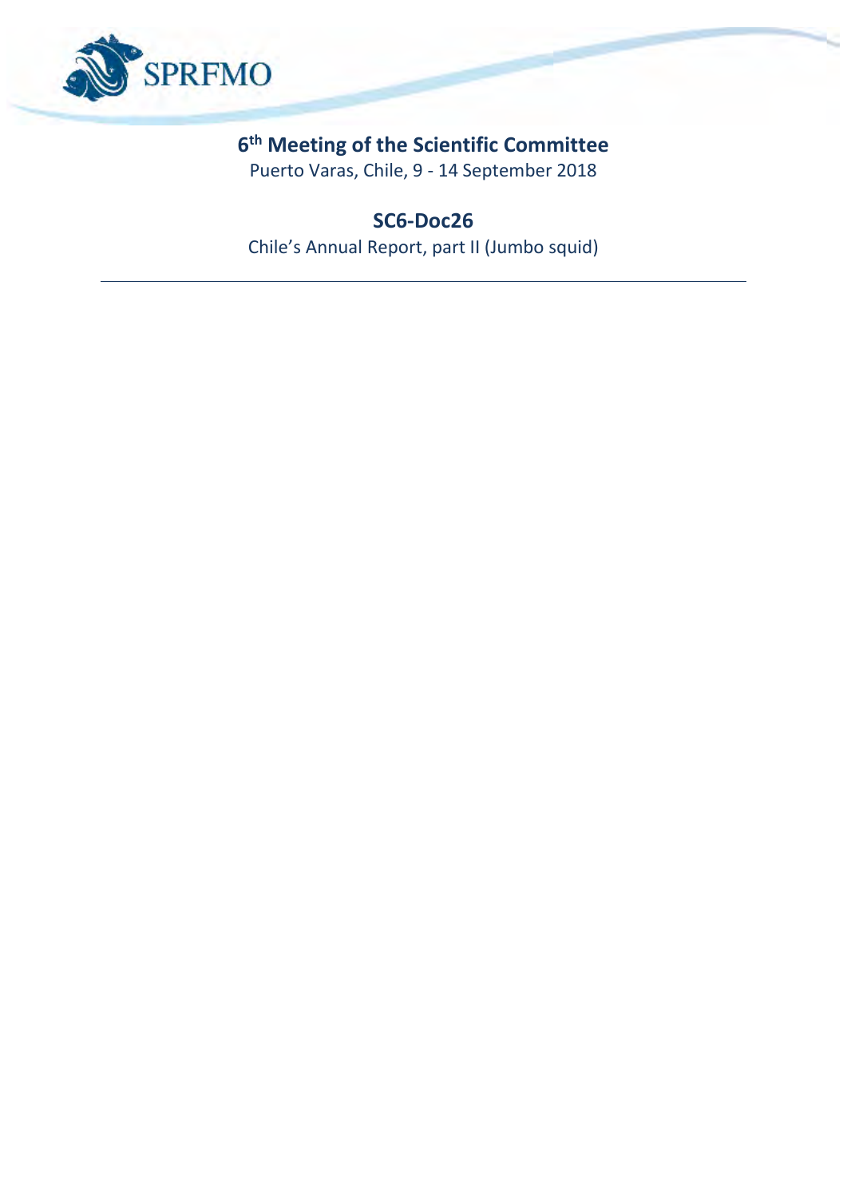SPRFMO

# 6th Meeting of the Scientific Committee

Puerto Varas, Chile, 9 - 14 September 2018

## SC6-Doc26

Chile's Annual Report, part II (Jumbo squid)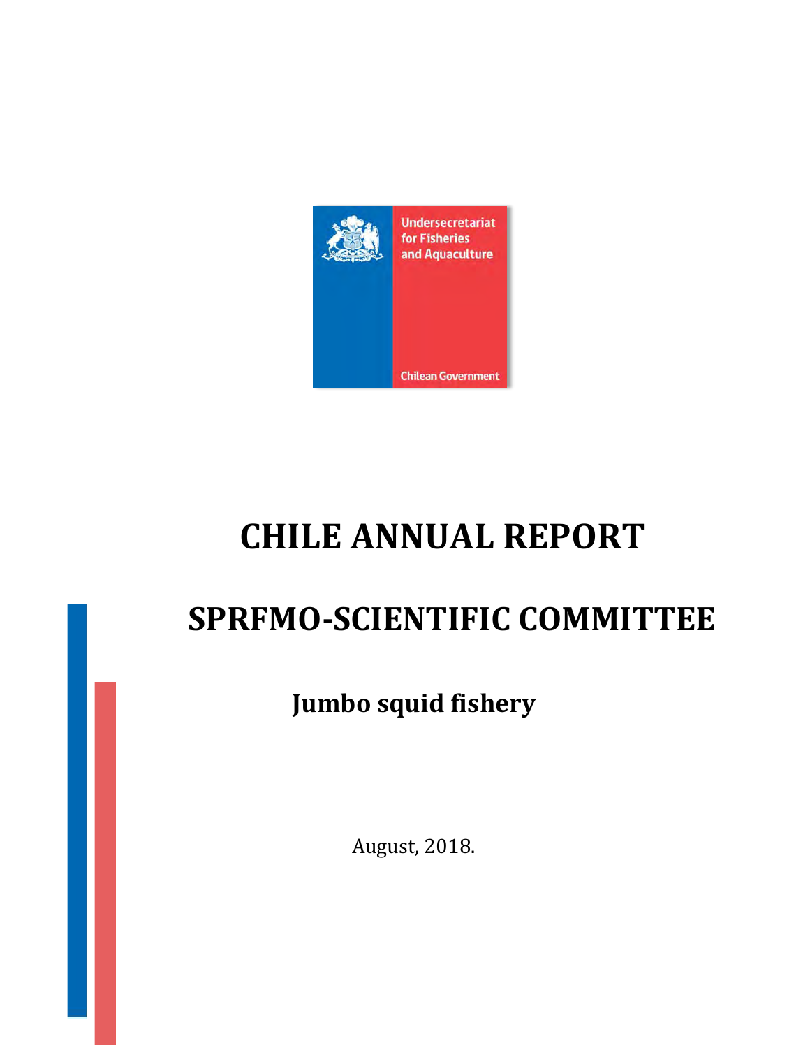Undersecretariat for Fisheries and Aquaculture

Chilean Government

# CHILE ANNUAL REPORT

## SPRFMO-SCIENTIFIC COMMITTEE

### Jumbo squid fishery

August, 2018.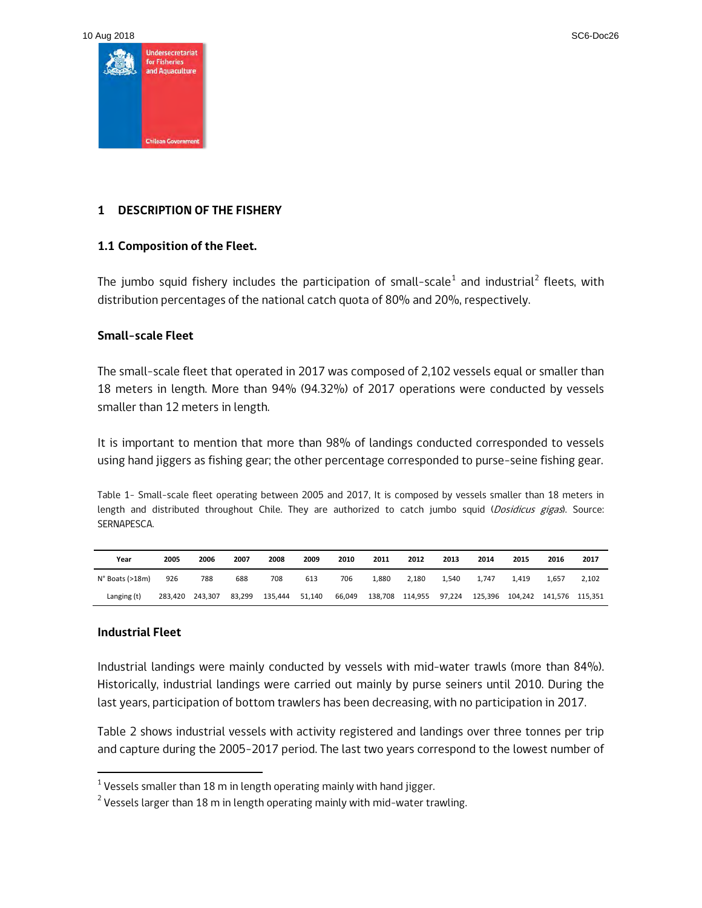## 1 DESCRIPTION OF THE FISHERY

### 1.1 Composition of the Fleet.

The jumbo squid fishery includes the participation of small-scale[1] and industrial[2] fleets, with distribution percentages of the national catch quota of 80% and 20%, respectively.

#### Small-scale Fleet

The small-scale fleet that operated in 2017 was composed of 2,102 vessels equal or smaller than 18 meters in length. More than 94% (94.32%) of 2017 operations were conducted by vessels smaller than 12 meters in length.

It is important to mention that more than 98% of landings conducted corresponded to vessels using hand jiggers as fishing gear; the other percentage corresponded to purse-seine fishing gear.

Table 1- Small-scale fleet operating between 2005 and 2017, It is composed by vessels smaller than 18 meters in length and distributed throughout Chile. They are authorized to catch jumbo squid (*Dosidicus gigas*). Source: SERNAPESCA.

| Year | 2005 | 2006 | 2007 | 2008 | 2009 | 2010 | 2011 | 2012 | 2013 | 2014 | 2015 | 2016 | 2017 |
|---|---|---|---|---|---|---|---|---|---|---|---|---|---|
| N° Boats (>18m) | 926 | 788 | 688 | 708 | 613 | 706 | 1,880 | 2,180 | 1,540 | 1,747 | 1,419 | 1,657 | 2,102 |
| Langing (t) | 283,420 | 243,307 | 83,299 | 135,444 | 51,140 | 66,049 | 138,708 | 114,955 | 97,224 | 125,396 | 104,242 | 141,576 | 115,351 |

#### Industrial Fleet

Industrial landings were mainly conducted by vessels with mid-water trawls (more than 84%). Historically, industrial landings were carried out mainly by purse seiners until 2010. During the last years, participation of bottom trawlers has been decreasing, with no participation in 2017.

Table 2 shows industrial vessels with activity registered and landings over three tonnes per trip and capture during the 2005-2017 period. The last two years correspond to the lowest number of

[1] Vessels smaller than 18 m in length operating mainly with hand jigger.

[2] Vessels larger than 18 m in length operating mainly with mid-water trawling.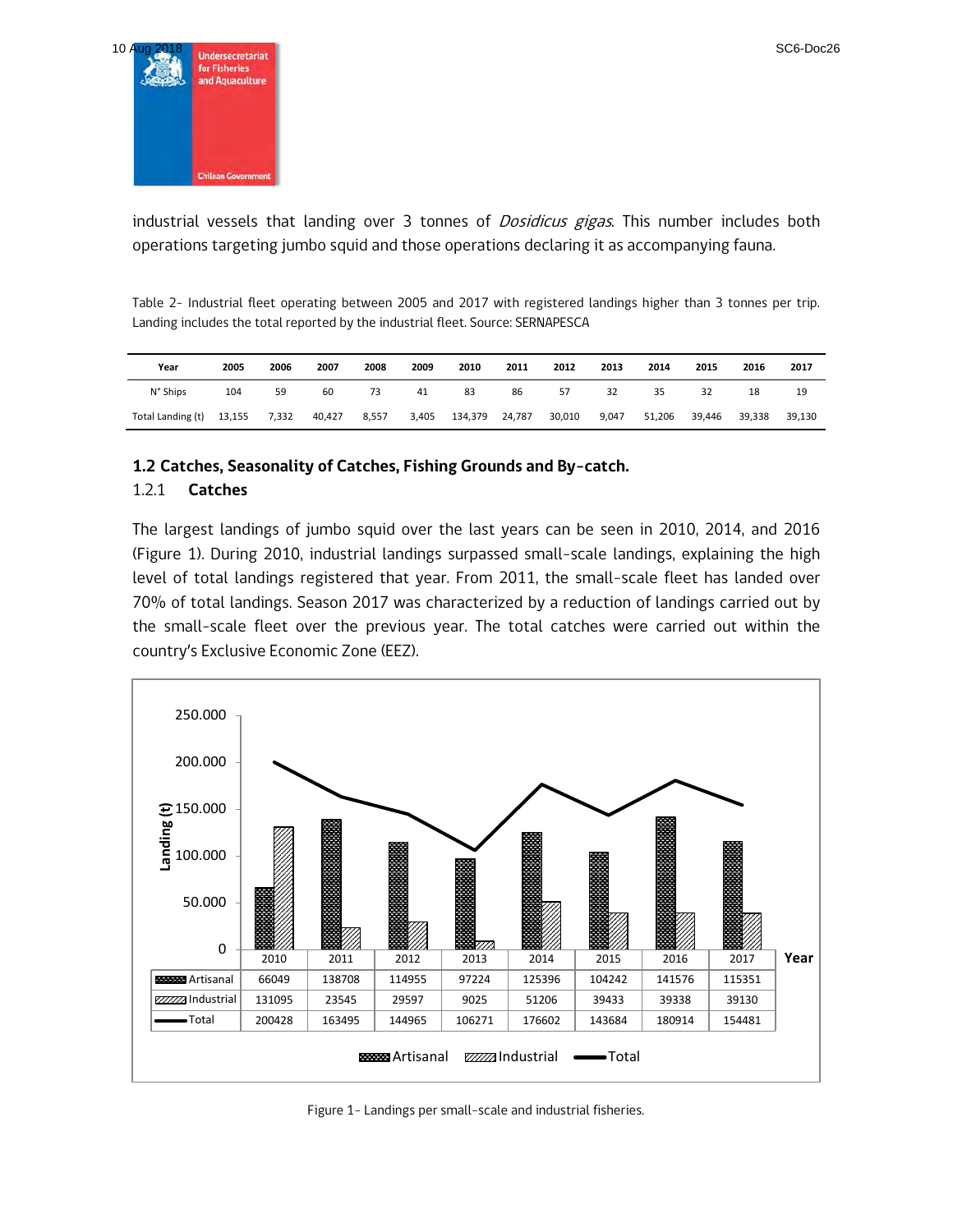industrial vessels that landing over 3 tonnes of *Dosidicus gigas*. This number includes both operations targeting jumbo squid and those operations declaring it as accompanying fauna.

Table 2- Industrial fleet operating between 2005 and 2017 with registered landings higher than 3 tonnes per trip. Landing includes the total reported by the industrial fleet. Source: SERNAPESCA

| Year | 2005 | 2006 | 2007 | 2008 | 2009 | 2010 | 2011 | 2012 | 2013 | 2014 | 2015 | 2016 | 2017 |
|---|---|---|---|---|---|---|---|---|---|---|---|---|---|
| N° Ships | 104 | 59 | 60 | 73 | 41 | 83 | 86 | 57 | 32 | 35 | 32 | 18 | 19 |
| Total Landing (t) | 13,155 | 7,332 | 40,427 | 8,557 | 3,405 | 134,379 | 24,787 | 30,010 | 9,047 | 51,206 | 39,446 | 39,338 | 39,130 |

## 1.2 Catches, Seasonality of Catches, Fishing Grounds and By-catch.

### 1.2.1 Catches

The largest landings of jumbo squid over the last years can be seen in 2010, 2014, and 2016 (Figure 1). During 2010, industrial landings surpassed small-scale landings, explaining the high level of total landings registered that year. From 2011, the small-scale fleet has landed over 70% of total landings. Season 2017 was characterized by a reduction of landings carried out by the small-scale fleet over the previous year. The total catches were carried out within the country's Exclusive Economic Zone (EEZ).

| | 2010 | 2011 | 2012 | 2013 | 2014 | 2015 | 2016 | 2017 |
|---|---|---|---|---|---|---|---|---|
| Artisanal | 66049 | 138708 | 114955 | 97224 | 125396 | 104242 | 141576 | 115351 |
| Industrial | 131095 | 23545 | 29597 | 9025 | 51206 | 39433 | 39338 | 39130 |
| Total | 200428 | 163495 | 144965 | 106271 | 176602 | 143684 | 180914 | 154481 |

Figure 1- Landings per small-scale and industrial fisheries.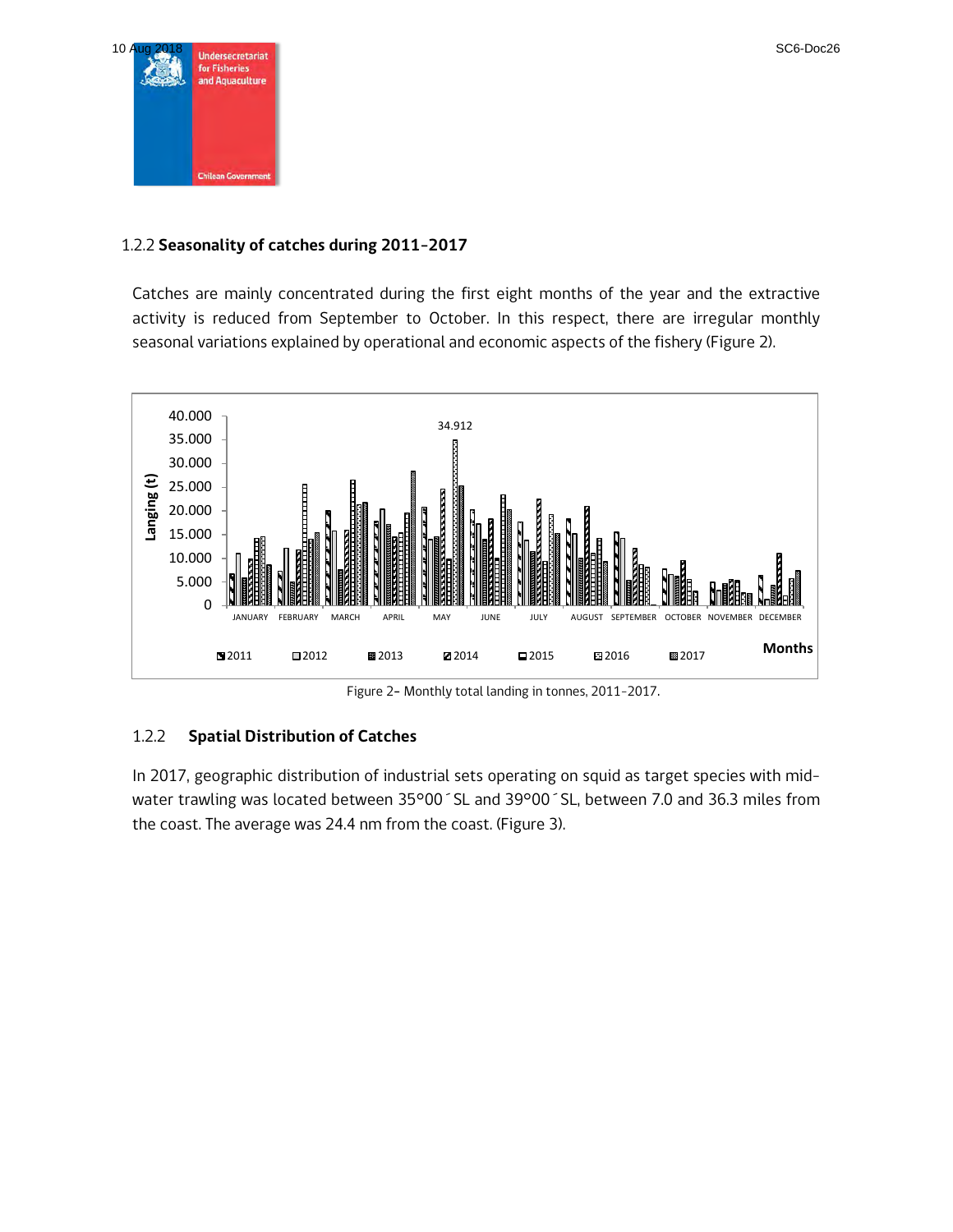### 1.2.2 **Seasonality of catches during 2011-2017**

Catches are mainly concentrated during the first eight months of the year and the extractive activity is reduced from September to October. In this respect, there are irregular monthly seasonal variations explained by operational and economic aspects of the fishery (Figure 2).

Figure 2– Monthly total landing in tonnes, 2011-2017.

### 1.2.2 **Spatial Distribution of Catches**

In 2017, geographic distribution of industrial sets operating on squid as target species with mid-water trawling was located between 35°00´SL and 39°00´SL, between 7.0 and 36.3 miles from the coast. The average was 24.4 nm from the coast. (Figure 3).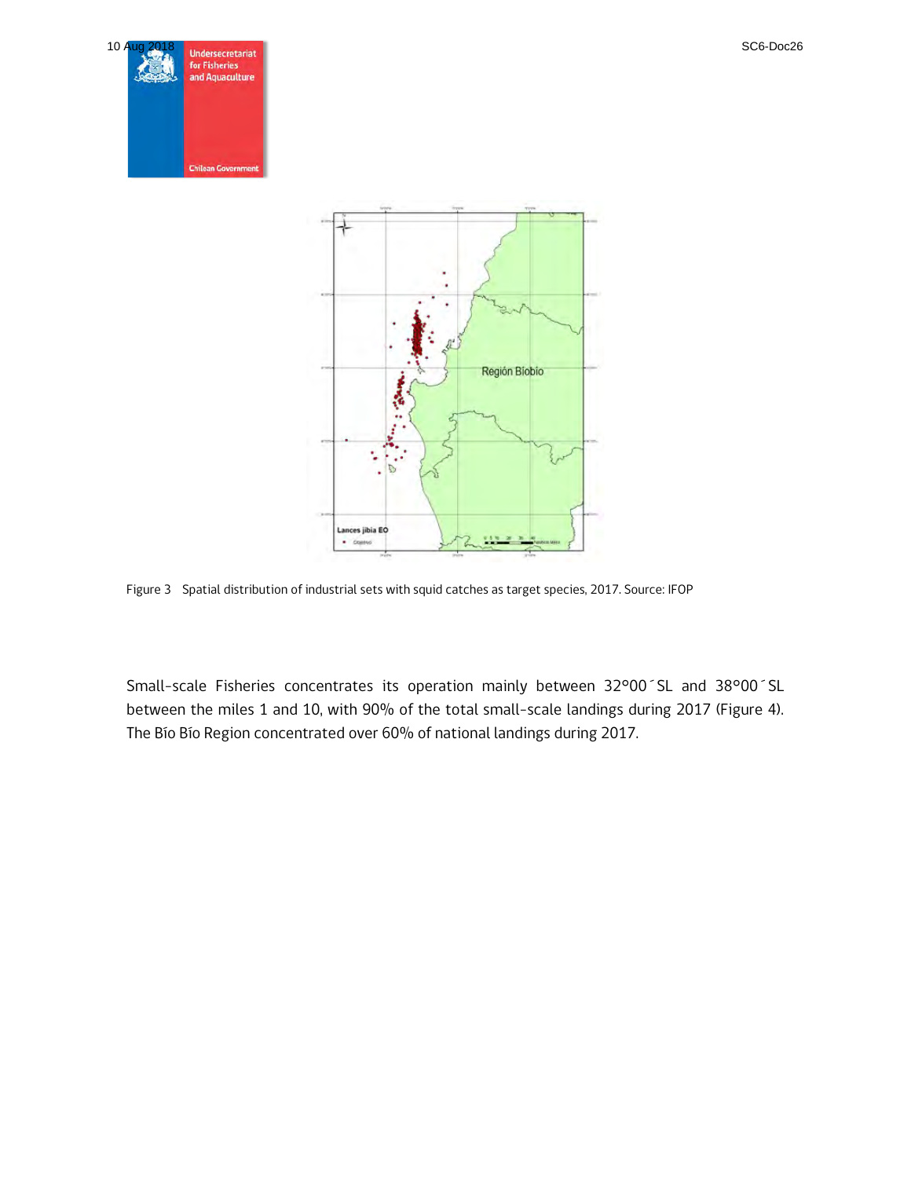Figure 3 Spatial distribution of industrial sets with squid catches as target species, 2017. Source: IFOP

Small-scale Fisheries concentrates its operation mainly between 32°00´SL and 38°00´SL between the miles 1 and 10, with 90% of the total small-scale landings during 2017 (Figure 4). The Bío Bío Region concentrated over 60% of national landings during 2017.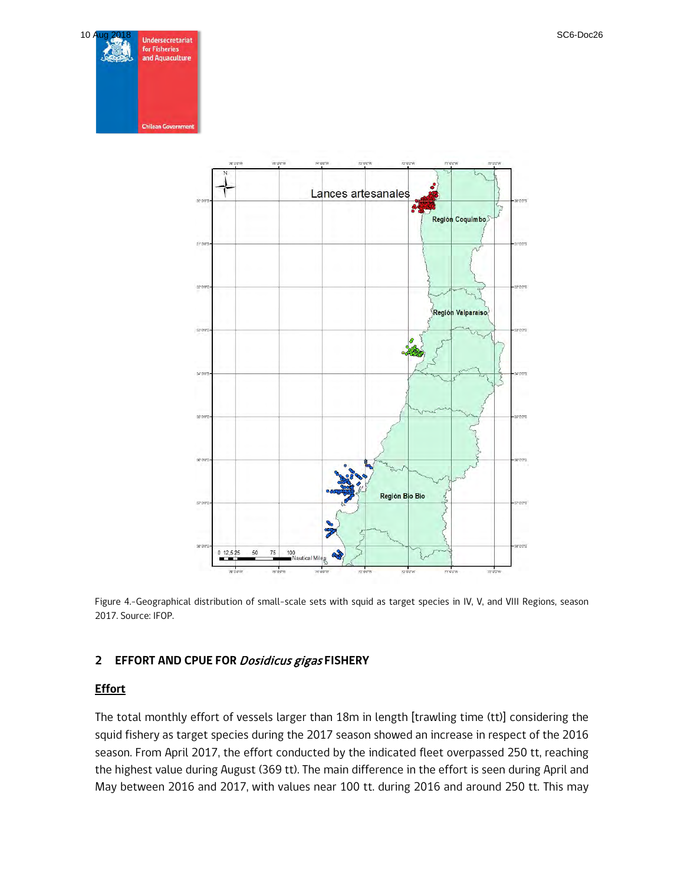Figure 4.-Geographical distribution of small-scale sets with squid as target species in IV, V, and VIII Regions, season 2017. Source: IFOP.

## 2 EFFORT AND CPUE FOR *Dosidicus gigas* FISHERY

### Effort

The total monthly effort of vessels larger than 18m in length [trawling time (tt)] considering the squid fishery as target species during the 2017 season showed an increase in respect of the 2016 season. From April 2017, the effort conducted by the indicated fleet overpassed 250 tt, reaching the highest value during August (369 tt). The main difference in the effort is seen during April and May between 2016 and 2017, with values near 100 tt. during 2016 and around 250 tt. This may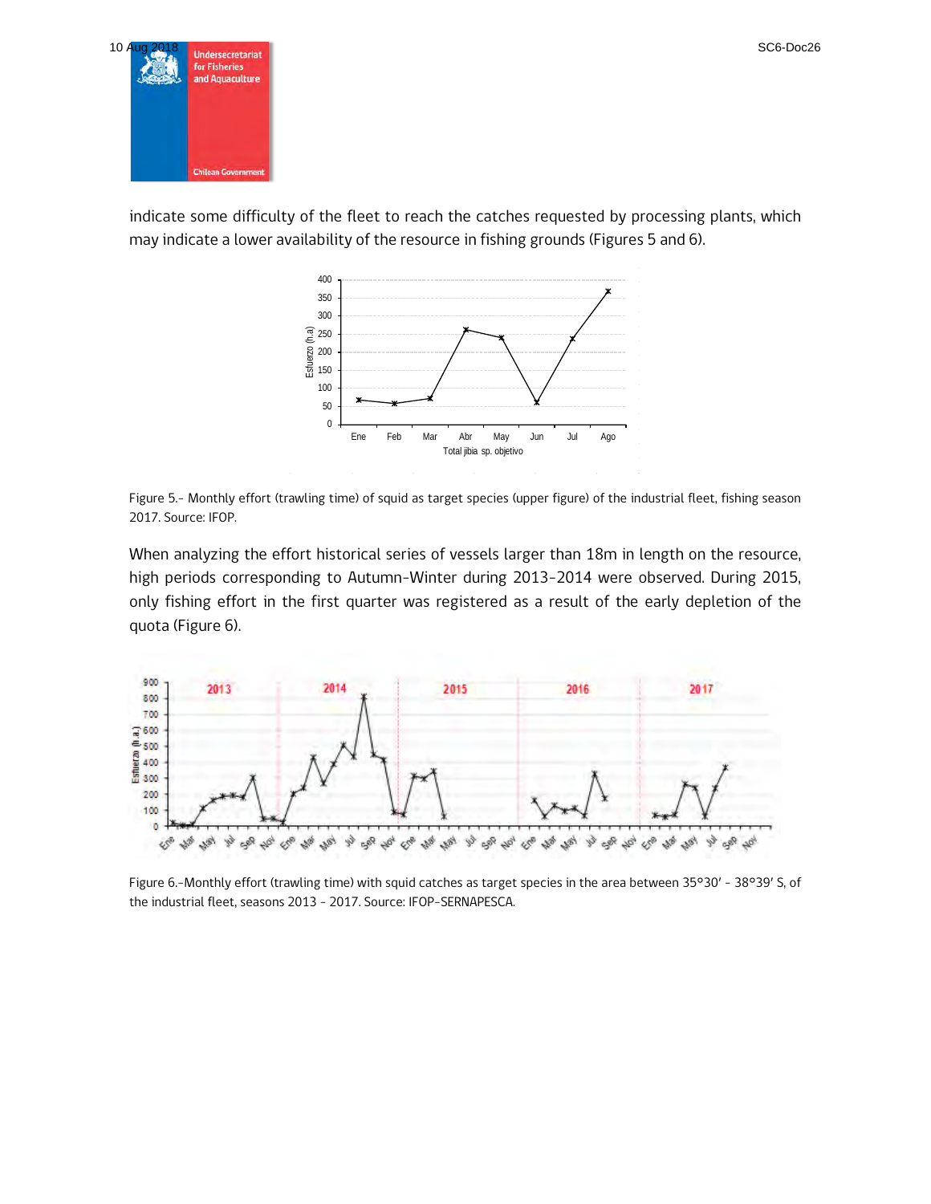indicate some difficulty of the fleet to reach the catches requested by processing plants, which may indicate a lower availability of the resource in fishing grounds (Figures 5 and 6).

Figure 5.- Monthly effort (trawling time) of squid as target species (upper figure) of the industrial fleet, fishing season 2017. Source: IFOP.

When analyzing the effort historical series of vessels larger than 18m in length on the resource, high periods corresponding to Autumn-Winter during 2013-2014 were observed. During 2015, only fishing effort in the first quarter was registered as a result of the early depletion of the quota (Figure 6).

Figure 6.-Monthly effort (trawling time) with squid catches as target species in the area between 35°30′ - 38°39′ S, of the industrial fleet, seasons 2013 - 2017. Source: IFOP-SERNAPESCA.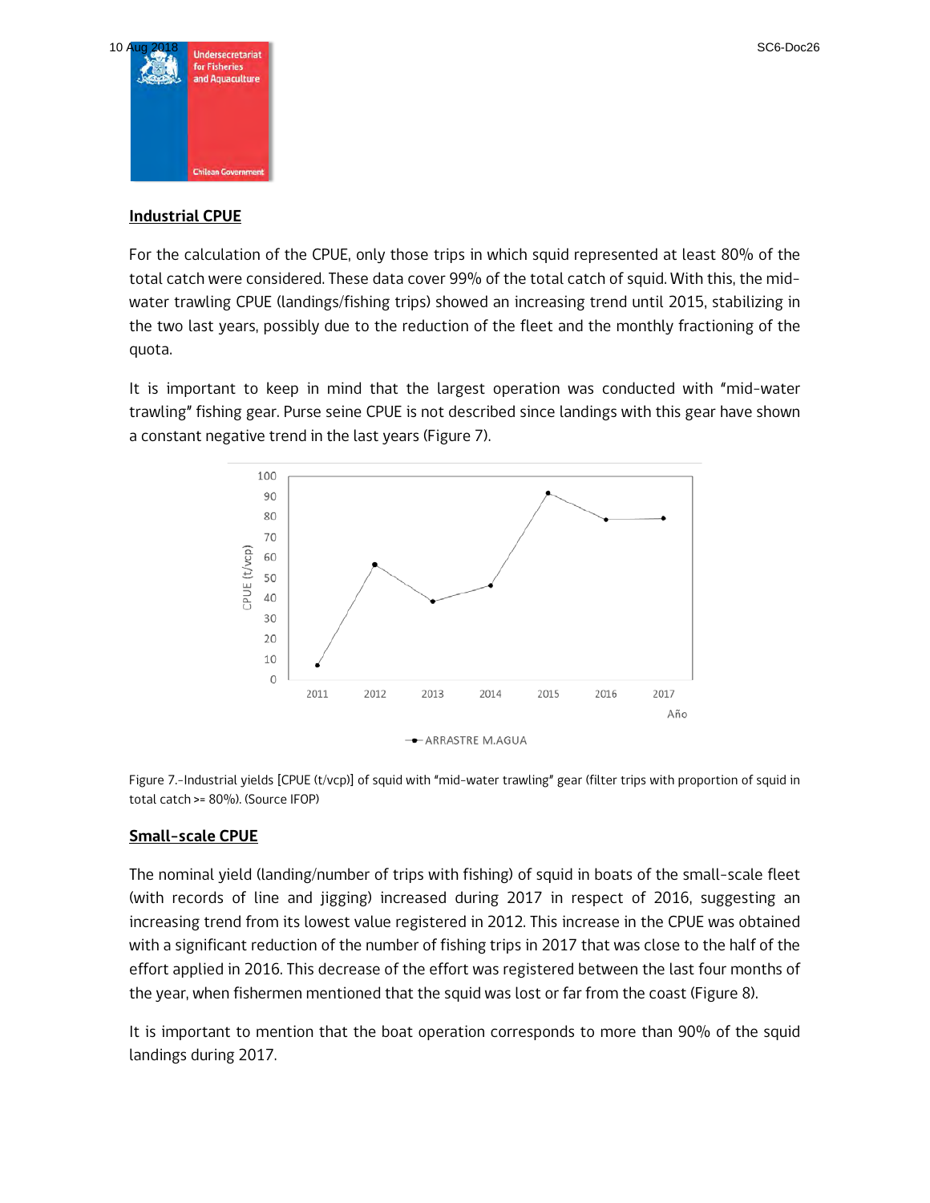## Industrial CPUE

For the calculation of the CPUE, only those trips in which squid represented at least 80% of the total catch were considered. These data cover 99% of the total catch of squid. With this, the mid-water trawling CPUE (landings/fishing trips) showed an increasing trend until 2015, stabilizing in the two last years, possibly due to the reduction of the fleet and the monthly fractioning of the quota.

It is important to keep in mind that the largest operation was conducted with "mid-water trawling" fishing gear. Purse seine CPUE is not described since landings with this gear have shown a constant negative trend in the last years (Figure 7).

Figure 7.-Industrial yields [CPUE (t/vcp)] of squid with "mid-water trawling" gear (filter trips with proportion of squid in total catch >= 80%). (Source IFOP)

## Small-scale CPUE

The nominal yield (landing/number of trips with fishing) of squid in boats of the small-scale fleet (with records of line and jigging) increased during 2017 in respect of 2016, suggesting an increasing trend from its lowest value registered in 2012. This increase in the CPUE was obtained with a significant reduction of the number of fishing trips in 2017 that was close to the half of the effort applied in 2016. This decrease of the effort was registered between the last four months of the year, when fishermen mentioned that the squid was lost or far from the coast (Figure 8).

It is important to mention that the boat operation corresponds to more than 90% of the squid landings during 2017.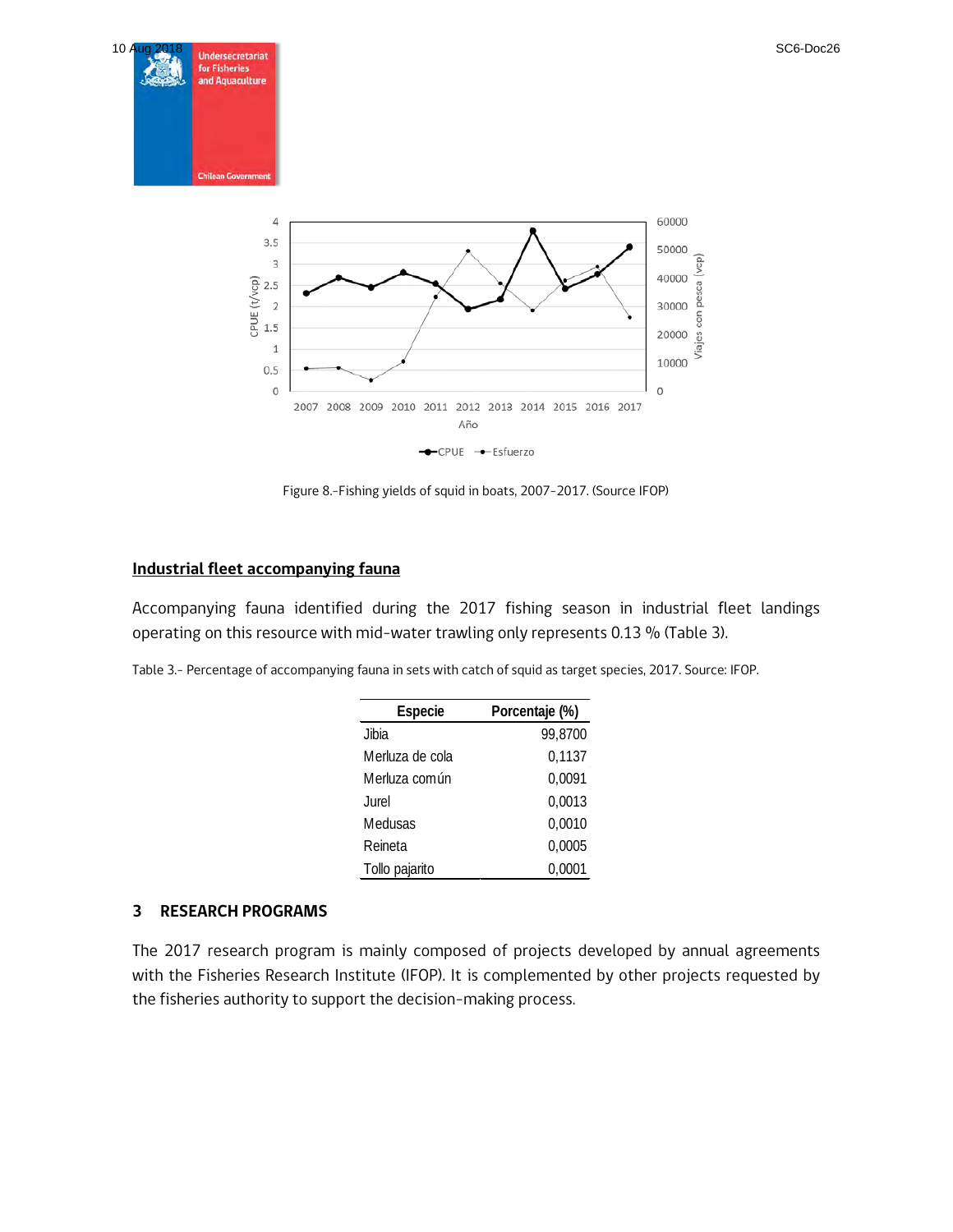Figure 8.-Fishing yields of squid in boats, 2007-2017. (Source IFOP)

## Industrial fleet accompanying fauna

Accompanying fauna identified during the 2017 fishing season in industrial fleet landings operating on this resource with mid-water trawling only represents 0.13 % (Table 3).

Table 3.- Percentage of accompanying fauna in sets with catch of squid as target species, 2017. Source: IFOP.

| Especie | Porcentaje (%) |
|---|---|
| Jibia | 99,8700 |
| Merluza de cola | 0,1137 |
| Merluza común | 0,0091 |
| Jurel | 0,0013 |
| Medusas | 0,0010 |
| Reineta | 0,0005 |
| Tollo pajarito | 0,0001 |

## 3 RESEARCH PROGRAMS

The 2017 research program is mainly composed of projects developed by annual agreements with the Fisheries Research Institute (IFOP). It is complemented by other projects requested by the fisheries authority to support the decision-making process.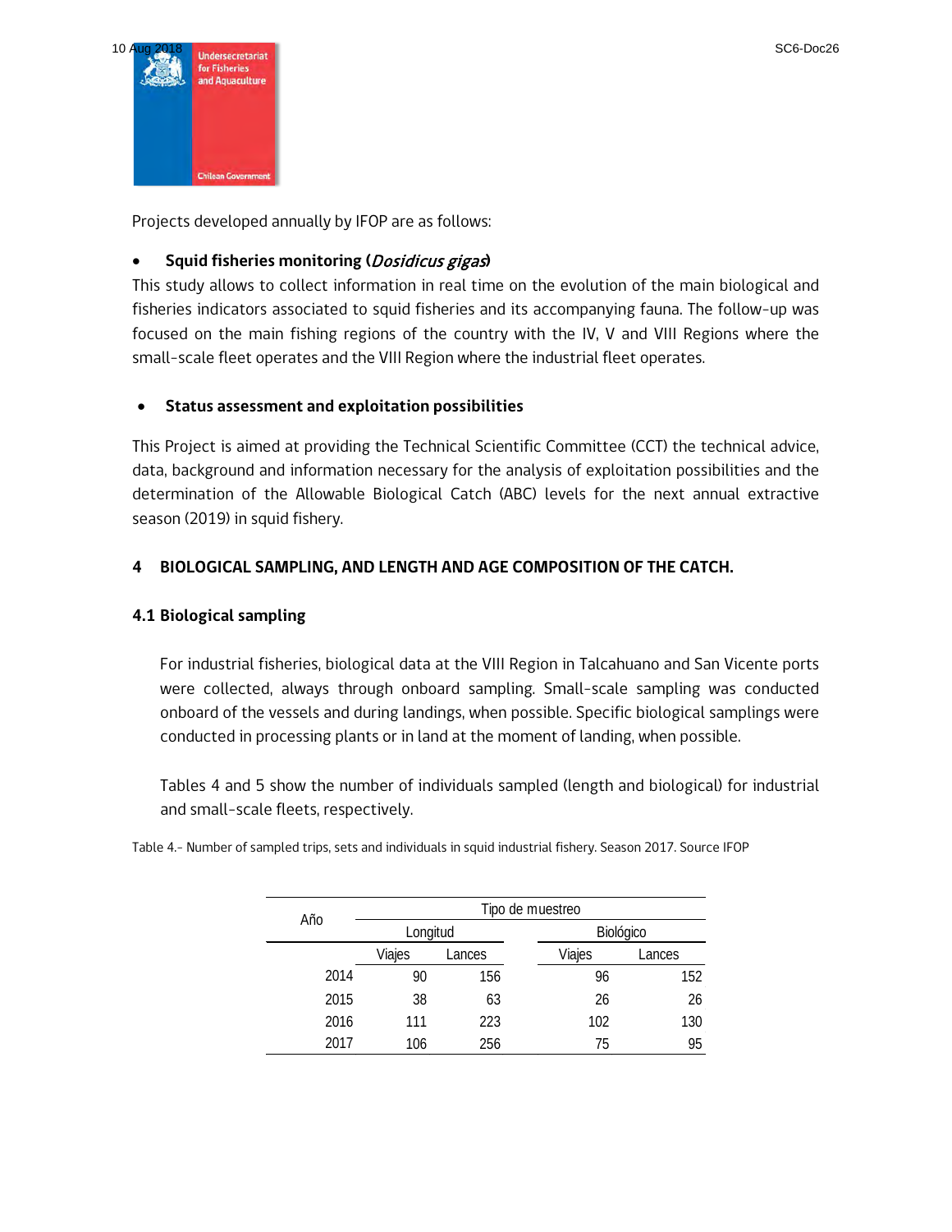Projects developed annually by IFOP are as follows:

- **Squid fisheries monitoring (*Dosidicus gigas*)**

This study allows to collect information in real time on the evolution of the main biological and fisheries indicators associated to squid fisheries and its accompanying fauna. The follow-up was focused on the main fishing regions of the country with the IV, V and VIII Regions where the small-scale fleet operates and the VIII Region where the industrial fleet operates.

- **Status assessment and exploitation possibilities**

This Project is aimed at providing the Technical Scientific Committee (CCT) the technical advice, data, background and information necessary for the analysis of exploitation possibilities and the determination of the Allowable Biological Catch (ABC) levels for the next annual extractive season (2019) in squid fishery.

## 4 BIOLOGICAL SAMPLING, AND LENGTH AND AGE COMPOSITION OF THE CATCH.

### 4.1 Biological sampling

For industrial fisheries, biological data at the VIII Region in Talcahuano and San Vicente ports were collected, always through onboard sampling. Small-scale sampling was conducted onboard of the vessels and during landings, when possible. Specific biological samplings were conducted in processing plants or in land at the moment of landing, when possible.

Tables 4 and 5 show the number of individuals sampled (length and biological) for industrial and small-scale fleets, respectively.

Table 4.- Number of sampled trips, sets and individuals in squid industrial fishery. Season 2017. Source IFOP

| Año | Tipo de muestreo | | | |
|---|---|---|---|---|
| | Longitud | | Biológico | |
| | Viajes | Lances | Viajes | Lances |
| 2014 | 90 | 156 | 96 | 152 |
| 2015 | 38 | 63 | 26 | 26 |
| 2016 | 111 | 223 | 102 | 130 |
| 2017 | 106 | 256 | 75 | 95 |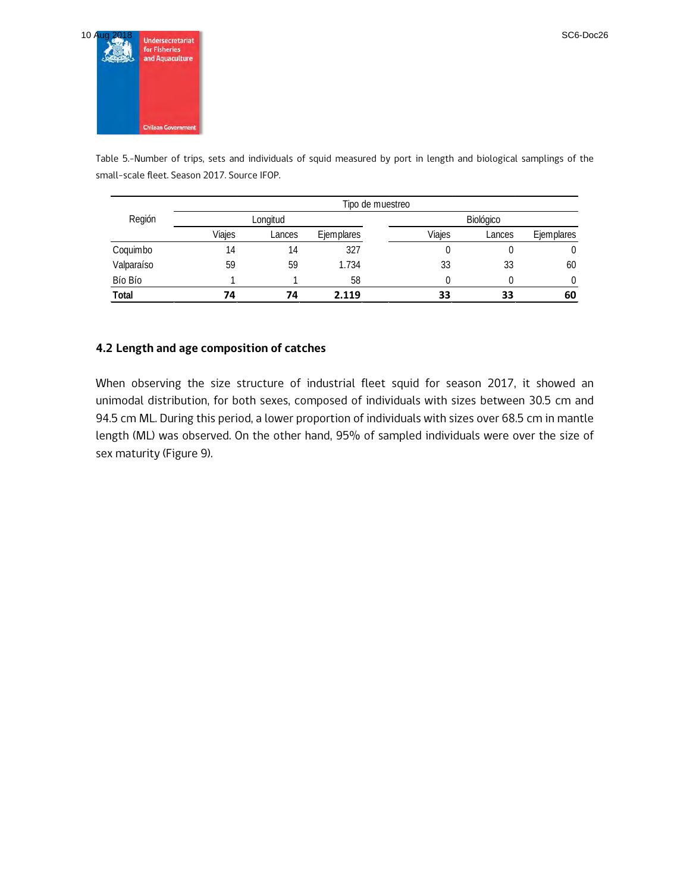Table 5.-Number of trips, sets and individuals of squid measured by port in length and biological samplings of the small-scale fleet. Season 2017. Source IFOP.

| Región | Tipo de muestreo | | | | | |
|---|---|---|---|---|---|---|
| | Longitud | | | Biológico | | |
| | Viajes | Lances | Ejemplares | Viajes | Lances | Ejemplares |
| Coquimbo | 14 | 14 | 327 | 0 | 0 | 0 |
| Valparaíso | 59 | 59 | 1.734 | 33 | 33 | 60 |
| Bío Bío | 1 | 1 | 58 | 0 | 0 | 0 |
| **Total** | **74** | **74** | **2.119** | **33** | **33** | **60** |

### 4.2 Length and age composition of catches

When observing the size structure of industrial fleet squid for season 2017, it showed an unimodal distribution, for both sexes, composed of individuals with sizes between 30.5 cm and 94.5 cm ML. During this period, a lower proportion of individuals with sizes over 68.5 cm in mantle length (ML) was observed. On the other hand, 95% of sampled individuals were over the size of sex maturity (Figure 9).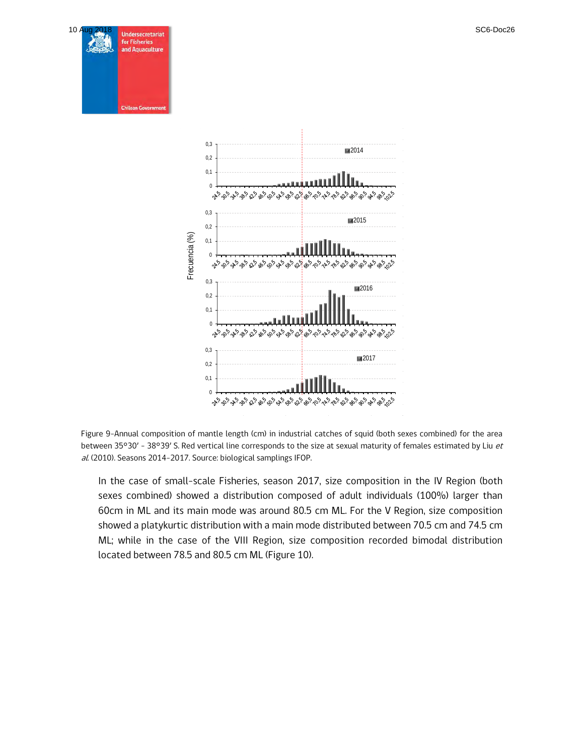Figure 9-Annual composition of mantle length (cm) in industrial catches of squid (both sexes combined) for the area between 35°30′ - 38°39′ S. Red vertical line corresponds to the size at sexual maturity of females estimated by Liu *et al.* (2010). Seasons 2014-2017. Source: biological samplings IFOP.

In the case of small-scale Fisheries, season 2017, size composition in the IV Region (both sexes combined) showed a distribution composed of adult individuals (100%) larger than 60cm in ML and its main mode was around 80.5 cm ML. For the V Region, size composition showed a platykurtic distribution with a main mode distributed between 70.5 cm and 74.5 cm ML; while in the case of the VIII Region, size composition recorded bimodal distribution located between 78.5 and 80.5 cm ML (Figure 10).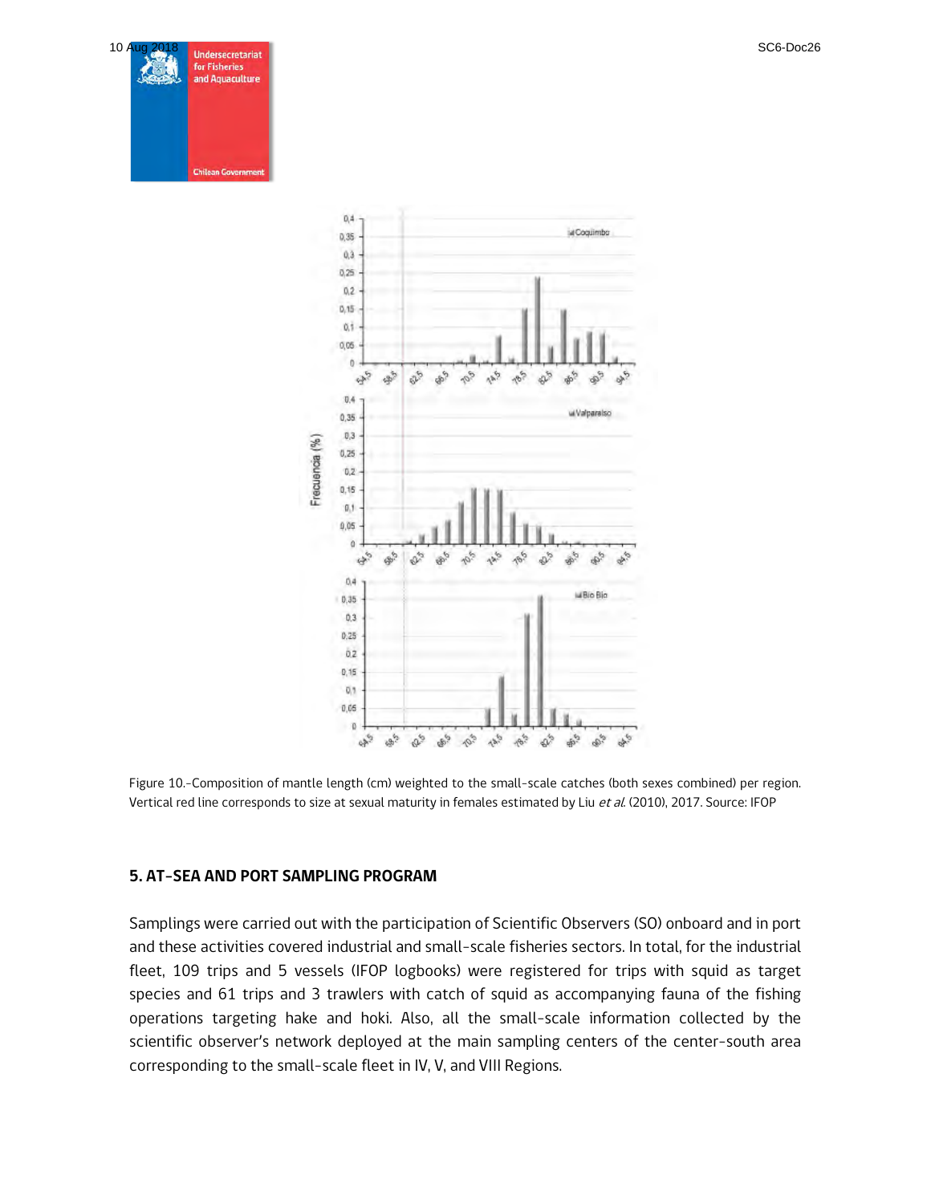Figure 10.-Composition of mantle length (cm) weighted to the small-scale catches (both sexes combined) per region. Vertical red line corresponds to size at sexual maturity in females estimated by Liu *et al.* (2010), 2017. Source: IFOP

## 5. AT-SEA AND PORT SAMPLING PROGRAM

Samplings were carried out with the participation of Scientific Observers (SO) onboard and in port and these activities covered industrial and small-scale fisheries sectors. In total, for the industrial fleet, 109 trips and 5 vessels (IFOP logbooks) were registered for trips with squid as target species and 61 trips and 3 trawlers with catch of squid as accompanying fauna of the fishing operations targeting hake and hoki. Also, all the small-scale information collected by the scientific observer's network deployed at the main sampling centers of the center-south area corresponding to the small-scale fleet in IV, V, and VIII Regions.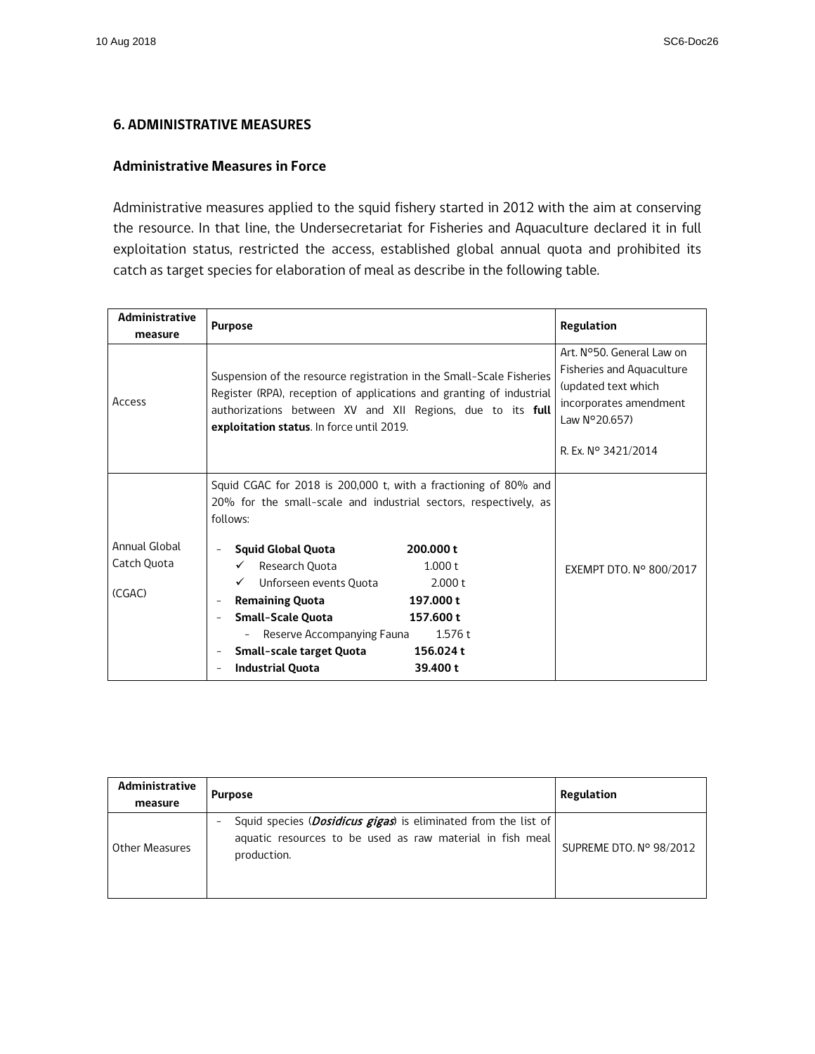## 6. ADMINISTRATIVE MEASURES

### Administrative Measures in Force

Administrative measures applied to the squid fishery started in 2012 with the aim at conserving the resource. In that line, the Undersecretariat for Fisheries and Aquaculture declared it in full exploitation status, restricted the access, established global annual quota and prohibited its catch as target species for elaboration of meal as describe in the following table.

| Administrative measure | Purpose | Regulation |
|---|---|---|
| Access | Suspension of the resource registration in the Small-Scale Fisheries Register (RPA), reception of applications and granting of industrial authorizations between XV and XII Regions, due to its **full exploitation status**. In force until 2019. | Art. N°50. General Law on Fisheries and Aquaculture (updated text which incorporates amendment Law N°20.657)<br><br>R. Ex. N° 3421/2014 |
| Annual Global Catch Quota<br><br>(CGAC) | Squid CGAC for 2018 is 200,000 t, with a fractioning of 80% and 20% for the small-scale and industrial sectors, respectively, as follows:<br><br>- **Squid Global Quota** **200.000 t**<br>  ✓ Research Quota 1.000 t<br>  ✓ Unforseen events Quota 2.000 t<br>- **Remaining Quota** **197.000 t**<br>- **Small-Scale Quota** **157.600 t**<br>  - Reserve Accompanying Fauna 1.576 t<br>- **Small-scale target Quota** **156.024 t**<br>- **Industrial Quota** **39.400 t** | EXEMPT DTO. N° 800/2017 |

| Administrative measure | Purpose | Regulation |
|---|---|---|
| Other Measures | - Squid species (***Dosidicus gigas***) is eliminated from the list of aquatic resources to be used as raw material in fish meal production. | SUPREME DTO. N° 98/2012 |